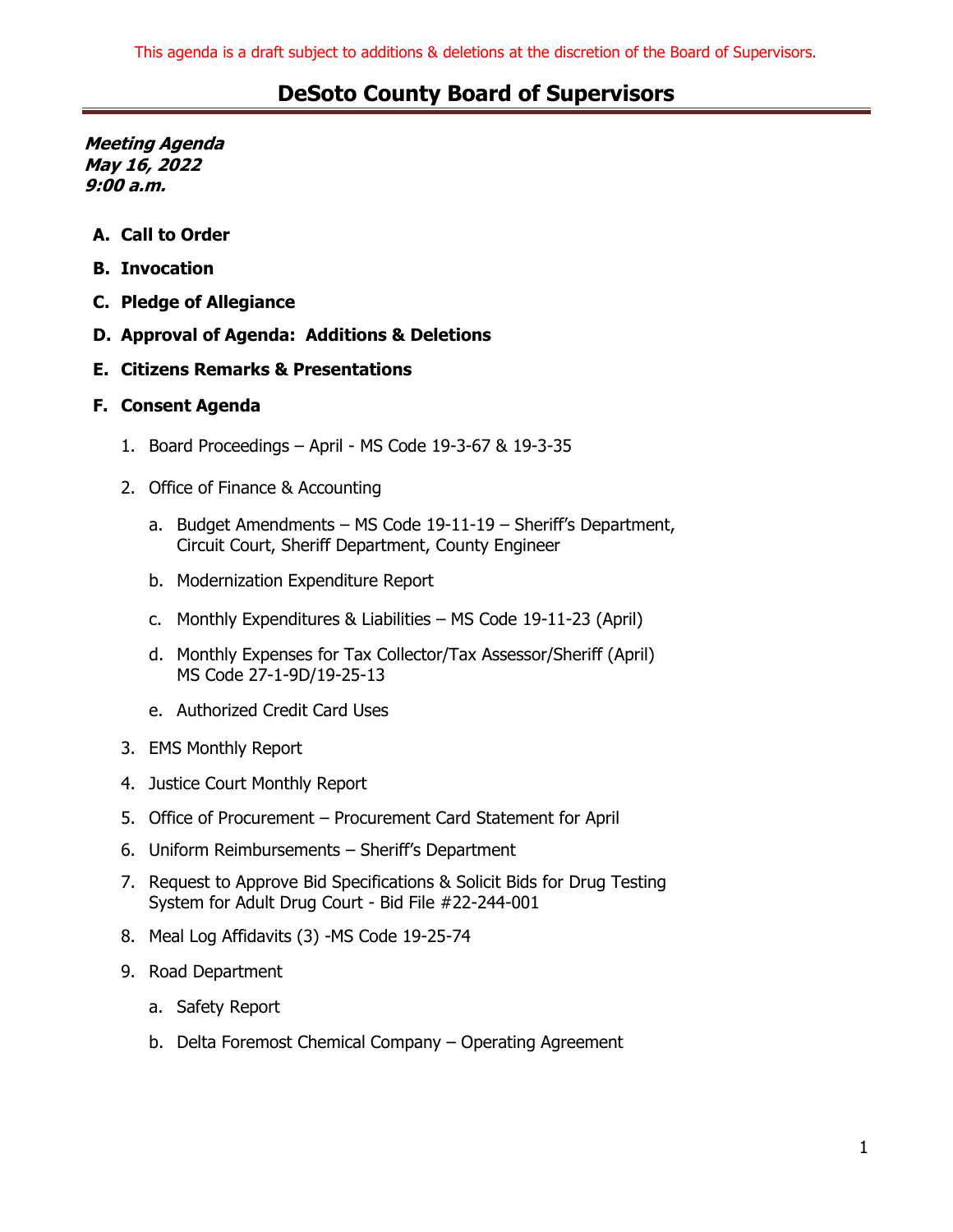This agenda is a draft subject to additions & deletions at the discretion of the Board of Supervisors.

# DeSoto County Board of Supervisors

***Meeting Agenda***
***May 16, 2022***
***9:00 a.m.***

**A. Call to Order**

**B. Invocation**

**C. Pledge of Allegiance**

**D. Approval of Agenda: Additions & Deletions**

**E. Citizens Remarks & Presentations**

**F. Consent Agenda**

1. Board Proceedings – April - MS Code 19-3-67 & 19-3-35
2. Office of Finance & Accounting
   a. Budget Amendments – MS Code 19-11-19 – Sheriff's Department, Circuit Court, Sheriff Department, County Engineer
   b. Modernization Expenditure Report
   c. Monthly Expenditures & Liabilities – MS Code 19-11-23 (April)
   d. Monthly Expenses for Tax Collector/Tax Assessor/Sheriff (April) MS Code 27-1-9D/19-25-13
   e. Authorized Credit Card Uses
3. EMS Monthly Report
4. Justice Court Monthly Report
5. Office of Procurement – Procurement Card Statement for April
6. Uniform Reimbursements – Sheriff's Department
7. Request to Approve Bid Specifications & Solicit Bids for Drug Testing System for Adult Drug Court - Bid File #22-244-001
8. Meal Log Affidavits (3) -MS Code 19-25-74
9. Road Department
   a. Safety Report
   b. Delta Foremost Chemical Company – Operating Agreement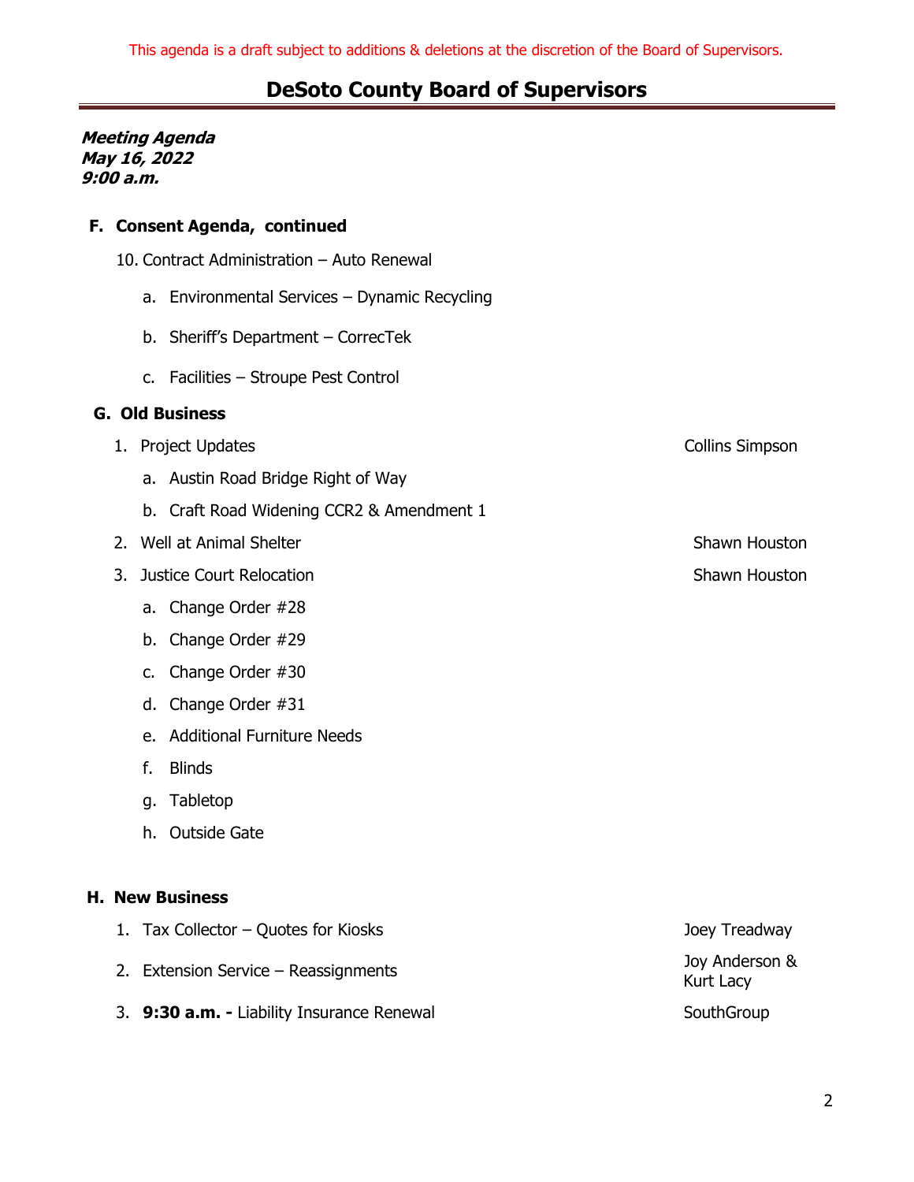This agenda is a draft subject to additions & deletions at the discretion of the Board of Supervisors.

# DeSoto County Board of Supervisors

***Meeting Agenda***
***May 16, 2022***
***9:00 a.m.***

**F. Consent Agenda, continued**

10. Contract Administration – Auto Renewal
    a. Environmental Services – Dynamic Recycling
    b. Sheriff's Department – CorrecTek
    c. Facilities – Stroupe Pest Control

**G. Old Business**

1. Project Updates — Collins Simpson
    a. Austin Road Bridge Right of Way
    b. Craft Road Widening CCR2 & Amendment 1
2. Well at Animal Shelter — Shawn Houston
3. Justice Court Relocation — Shawn Houston
    a. Change Order #28
    b. Change Order #29
    c. Change Order #30
    d. Change Order #31
    e. Additional Furniture Needs
    f. Blinds
    g. Tabletop
    h. Outside Gate

**H. New Business**

1. Tax Collector – Quotes for Kiosks — Joey Treadway
2. Extension Service – Reassignments — Joy Anderson & Kurt Lacy
3. **9:30 a.m. -** Liability Insurance Renewal — SouthGroup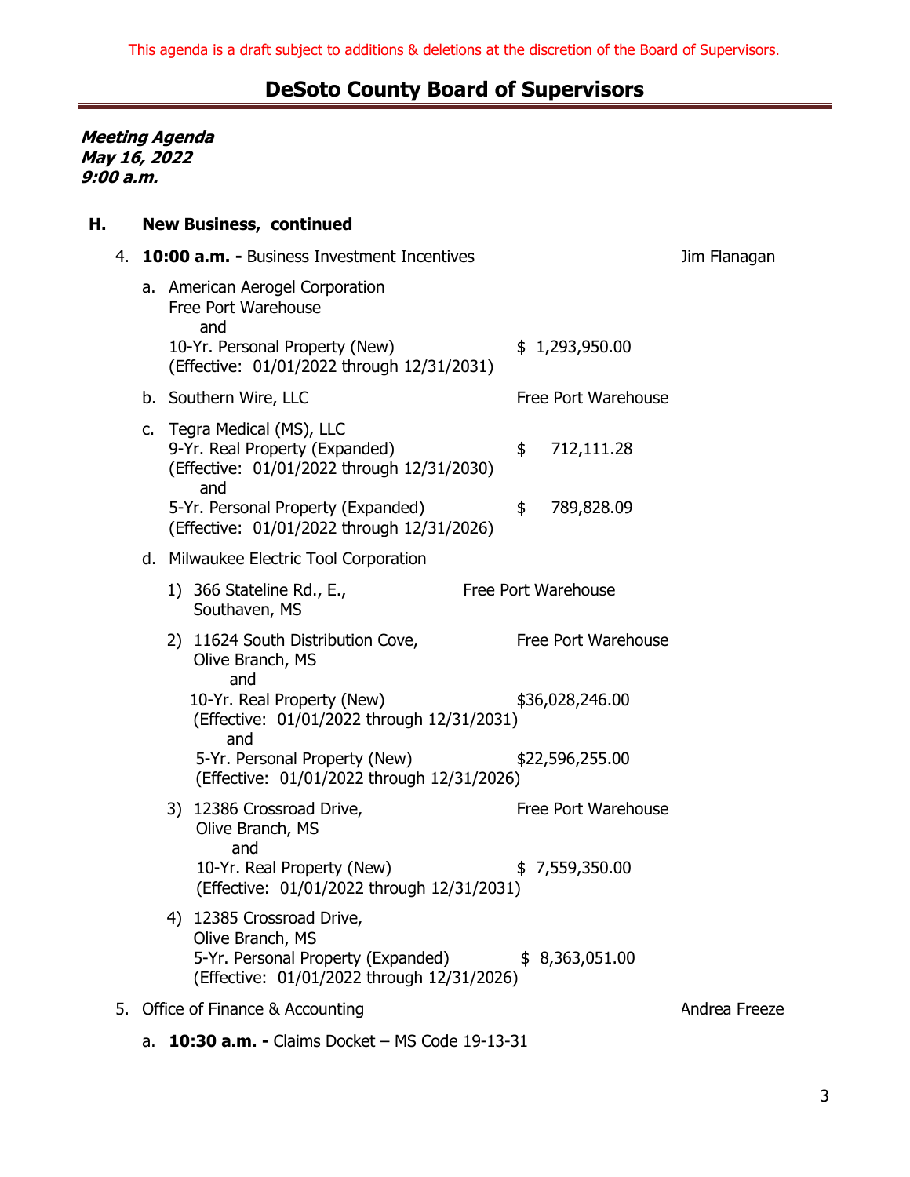This agenda is a draft subject to additions & deletions at the discretion of the Board of Supervisors.

# DeSoto County Board of Supervisors

***Meeting Agenda***
***May 16, 2022***
***9:00 a.m.***

## H. New Business, continued

4. **10:00 a.m. -** Business Investment Incentives — Jim Flanagan

   a. American Aerogel Corporation
      Free Port Warehouse
      and
      10-Yr. Personal Property (New) — $ 1,293,950.00
      (Effective: 01/01/2022 through 12/31/2031)

   b. Southern Wire, LLC — Free Port Warehouse

   c. Tegra Medical (MS), LLC
      9-Yr. Real Property (Expanded) — $ 712,111.28
      (Effective: 01/01/2022 through 12/31/2030)
      and
      5-Yr. Personal Property (Expanded) — $ 789,828.09
      (Effective: 01/01/2022 through 12/31/2026)

   d. Milwaukee Electric Tool Corporation

      1) 366 Stateline Rd., E., Southaven, MS — Free Port Warehouse

      2) 11624 South Distribution Cove, Olive Branch, MS — Free Port Warehouse
         and
         10-Yr. Real Property (New) — $36,028,246.00
         (Effective: 01/01/2022 through 12/31/2031)
         and
         5-Yr. Personal Property (New) — $22,596,255.00
         (Effective: 01/01/2022 through 12/31/2026)

      3) 12386 Crossroad Drive, Olive Branch, MS — Free Port Warehouse
         and
         10-Yr. Real Property (New) — $ 7,559,350.00
         (Effective: 01/01/2022 through 12/31/2031)

      4) 12385 Crossroad Drive, Olive Branch, MS
         5-Yr. Personal Property (Expanded) — $ 8,363,051.00
         (Effective: 01/01/2022 through 12/31/2026)

5. Office of Finance & Accounting — Andrea Freeze

   a. **10:30 a.m. -** Claims Docket – MS Code 19-13-31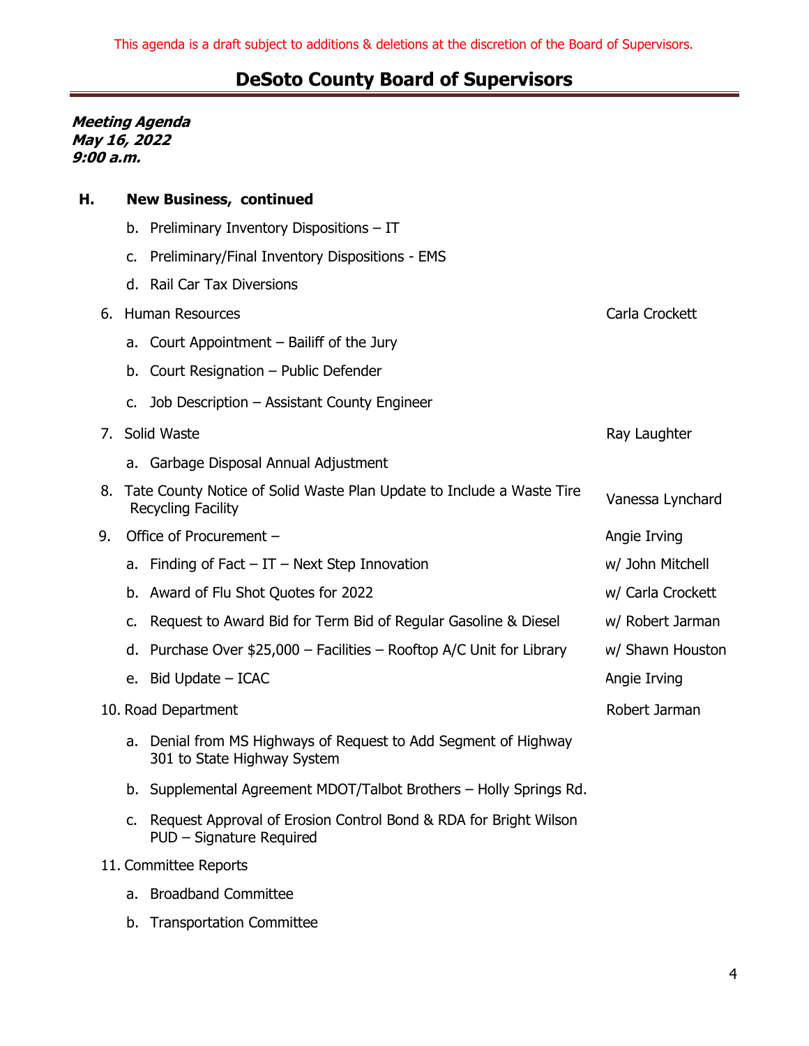This agenda is a draft subject to additions & deletions at the discretion of the Board of Supervisors.

# DeSoto County Board of Supervisors

***Meeting Agenda***
***May 16, 2022***
***9:00 a.m.***

**H. New Business, continued**

- b. Preliminary Inventory Dispositions – IT
- c. Preliminary/Final Inventory Dispositions - EMS
- d. Rail Car Tax Diversions

6. Human Resources — Carla Crockett
   - a. Court Appointment – Bailiff of the Jury
   - b. Court Resignation – Public Defender
   - c. Job Description – Assistant County Engineer

7. Solid Waste — Ray Laughter
   - a. Garbage Disposal Annual Adjustment

8. Tate County Notice of Solid Waste Plan Update to Include a Waste Tire Recycling Facility — Vanessa Lynchard

9. Office of Procurement – — Angie Irving
   - a. Finding of Fact – IT – Next Step Innovation — w/ John Mitchell
   - b. Award of Flu Shot Quotes for 2022 — w/ Carla Crockett
   - c. Request to Award Bid for Term Bid of Regular Gasoline & Diesel — w/ Robert Jarman
   - d. Purchase Over $25,000 – Facilities – Rooftop A/C Unit for Library — w/ Shawn Houston
   - e. Bid Update – ICAC — Angie Irving

10. Road Department — Robert Jarman
    - a. Denial from MS Highways of Request to Add Segment of Highway 301 to State Highway System
    - b. Supplemental Agreement MDOT/Talbot Brothers – Holly Springs Rd.
    - c. Request Approval of Erosion Control Bond & RDA for Bright Wilson PUD – Signature Required

11. Committee Reports
    - a. Broadband Committee
    - b. Transportation Committee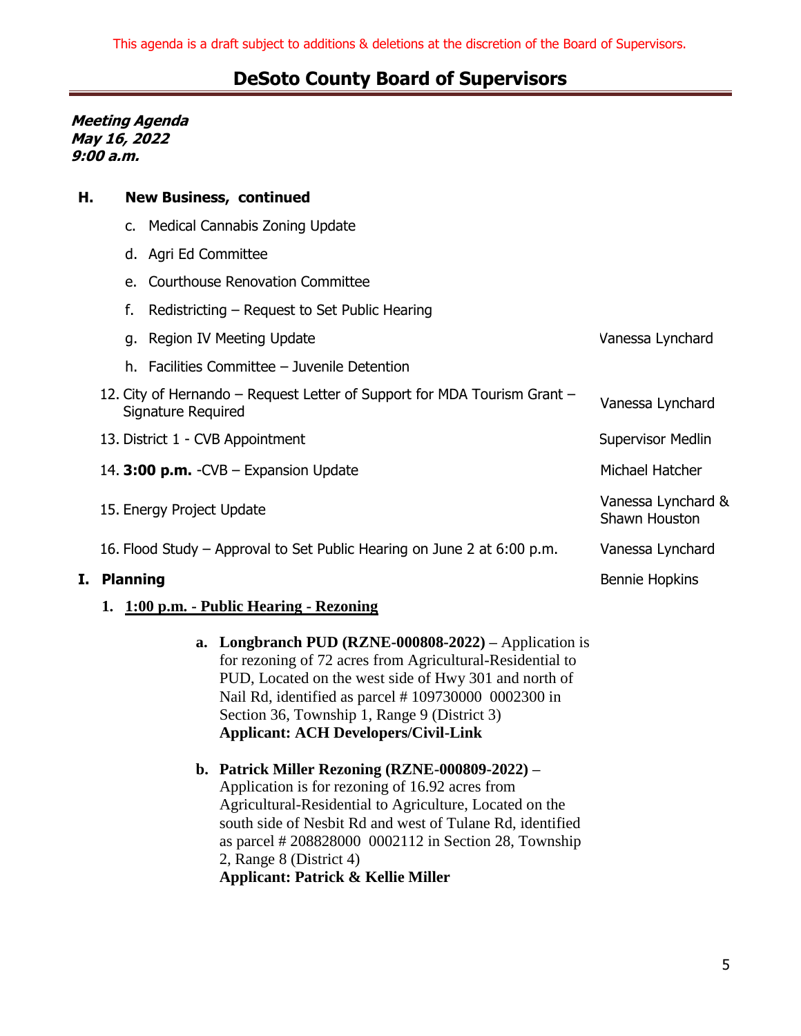This agenda is a draft subject to additions & deletions at the discretion of the Board of Supervisors.

# DeSoto County Board of Supervisors

***Meeting Agenda***
***May 16, 2022***
***9:00 a.m.***

## H. New Business, continued

c. Medical Cannabis Zoning Update

d. Agri Ed Committee

e. Courthouse Renovation Committee

f. Redistricting – Request to Set Public Hearing

g. Region IV Meeting Update — Vanessa Lynchard

h. Facilities Committee – Juvenile Detention

12. City of Hernando – Request Letter of Support for MDA Tourism Grant – Signature Required — Vanessa Lynchard

13. District 1 - CVB Appointment — Supervisor Medlin

14. **3:00 p.m.** -CVB – Expansion Update — Michael Hatcher

15. Energy Project Update — Vanessa Lynchard & Shawn Houston

16. Flood Study – Approval to Set Public Hearing on June 2 at 6:00 p.m. — Vanessa Lynchard

## I. Planning — Bennie Hopkins

1. **1:00 p.m. - Public Hearing - Rezoning**

   a. **Longbranch PUD (RZNE-000808-2022)** – Application is for rezoning of 72 acres from Agricultural-Residential to PUD, Located on the west side of Hwy 301 and north of Nail Rd, identified as parcel # 109730000 0002300 in Section 36, Township 1, Range 9 (District 3)
   **Applicant: ACH Developers/Civil-Link**

   b. **Patrick Miller Rezoning (RZNE-000809-2022)** – Application is for rezoning of 16.92 acres from Agricultural-Residential to Agriculture, Located on the south side of Nesbit Rd and west of Tulane Rd, identified as parcel # 208828000 0002112 in Section 28, Township 2, Range 8 (District 4)
   **Applicant: Patrick & Kellie Miller**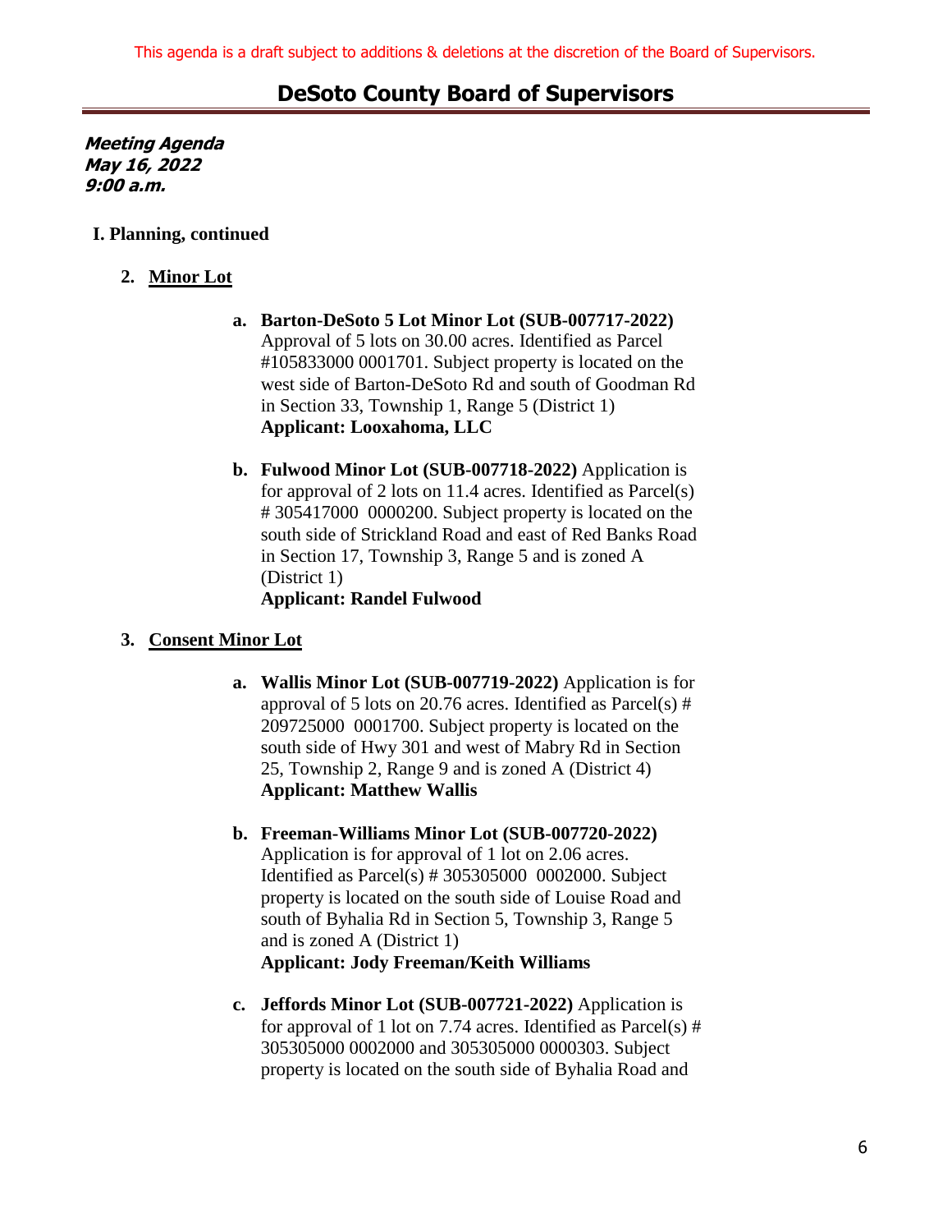This agenda is a draft subject to additions & deletions at the discretion of the Board of Supervisors.

# DeSoto County Board of Supervisors

***Meeting Agenda***
***May 16, 2022***
***9:00 a.m.***

**I. Planning, continued**

2. **Minor Lot**

   a. **Barton-DeSoto 5 Lot Minor Lot (SUB-007717-2022)** Approval of 5 lots on 30.00 acres. Identified as Parcel #105833000 0001701. Subject property is located on the west side of Barton-DeSoto Rd and south of Goodman Rd in Section 33, Township 1, Range 5 (District 1)
   **Applicant: Looxahoma, LLC**

   b. **Fulwood Minor Lot (SUB-007718-2022)** Application is for approval of 2 lots on 11.4 acres. Identified as Parcel(s) # 305417000 0000200. Subject property is located on the south side of Strickland Road and east of Red Banks Road in Section 17, Township 3, Range 5 and is zoned A (District 1)
   **Applicant: Randel Fulwood**

3. **Consent Minor Lot**

   a. **Wallis Minor Lot (SUB-007719-2022)** Application is for approval of 5 lots on 20.76 acres. Identified as Parcel(s) # 209725000 0001700. Subject property is located on the south side of Hwy 301 and west of Mabry Rd in Section 25, Township 2, Range 9 and is zoned A (District 4)
   **Applicant: Matthew Wallis**

   b. **Freeman-Williams Minor Lot (SUB-007720-2022)** Application is for approval of 1 lot on 2.06 acres. Identified as Parcel(s) # 305305000 0002000. Subject property is located on the south side of Louise Road and south of Byhalia Rd in Section 5, Township 3, Range 5 and is zoned A (District 1)
   **Applicant: Jody Freeman/Keith Williams**

   c. **Jeffords Minor Lot (SUB-007721-2022)** Application is for approval of 1 lot on 7.74 acres. Identified as Parcel(s) # 305305000 0002000 and 305305000 0000303. Subject property is located on the south side of Byhalia Road and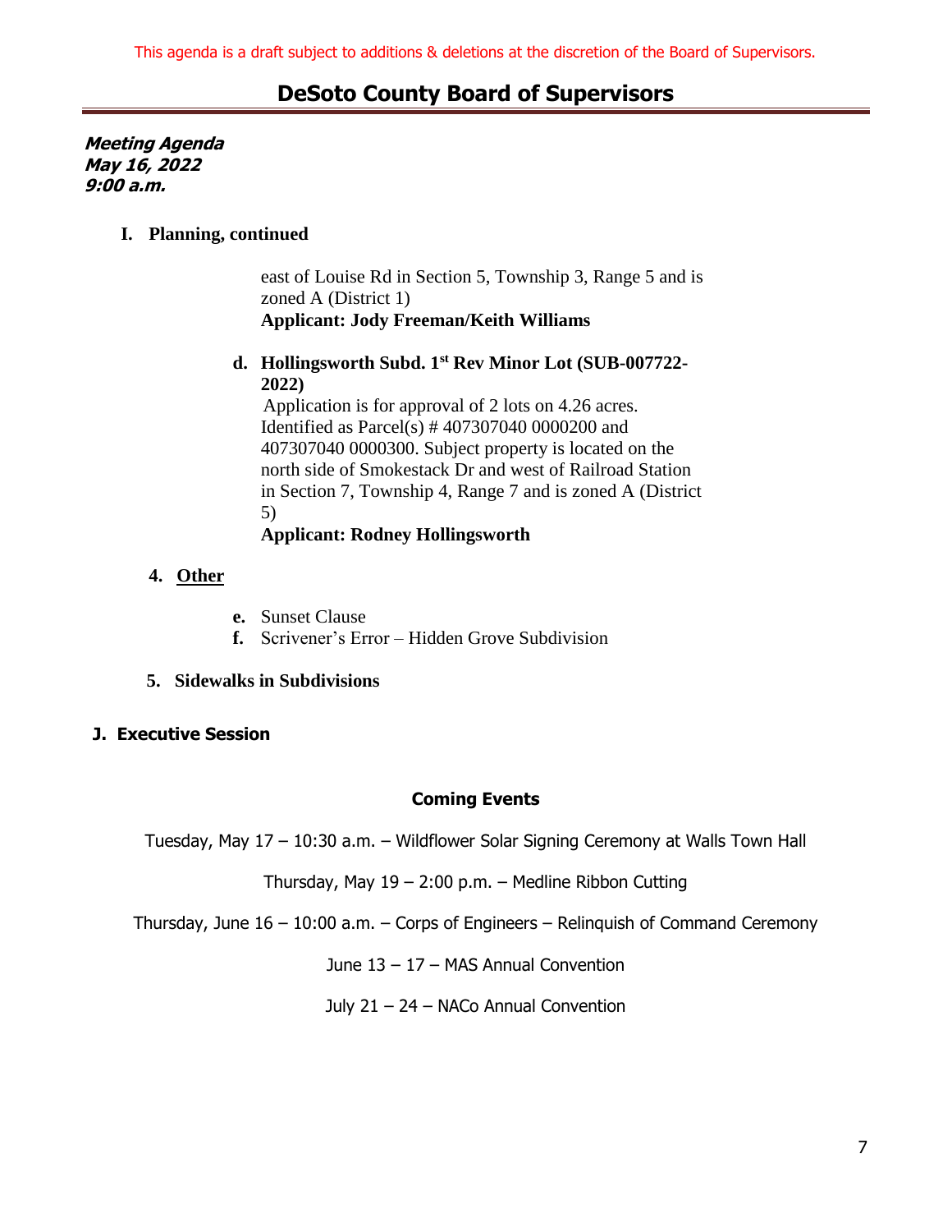This agenda is a draft subject to additions & deletions at the discretion of the Board of Supervisors.

# DeSoto County Board of Supervisors

***Meeting Agenda***
***May 16, 2022***
***9:00 a.m.***

**I. Planning, continued**

east of Louise Rd in Section 5, Township 3, Range 5 and is zoned A (District 1)
**Applicant: Jody Freeman/Keith Williams**

**d. Hollingsworth Subd. 1st Rev Minor Lot (SUB-007722-2022)**
Application is for approval of 2 lots on 4.26 acres. Identified as Parcel(s) # 407307040 0000200 and 407307040 0000300. Subject property is located on the north side of Smokestack Dr and west of Railroad Station in Section 7, Township 4, Range 7 and is zoned A (District 5)
**Applicant: Rodney Hollingsworth**

**4. Other**

**e.** Sunset Clause
**f.** Scrivener's Error – Hidden Grove Subdivision

**5. Sidewalks in Subdivisions**

**J. Executive Session**

**Coming Events**

Tuesday, May 17 – 10:30 a.m. – Wildflower Solar Signing Ceremony at Walls Town Hall

Thursday, May 19 – 2:00 p.m. – Medline Ribbon Cutting

Thursday, June 16 – 10:00 a.m. – Corps of Engineers – Relinquish of Command Ceremony

June 13 – 17 – MAS Annual Convention

July 21 – 24 – NACo Annual Convention